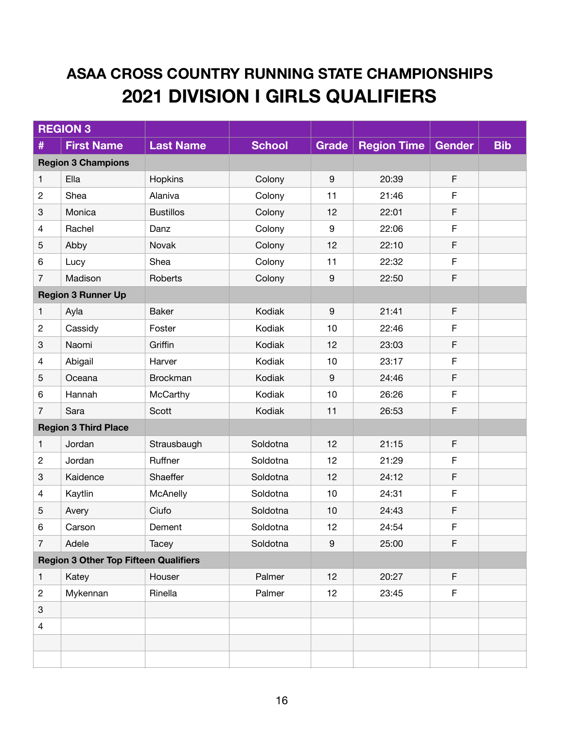# ASAA CROSS COUNTRY RUNNING STATE CHAMPIONSHIPS

## 2021 DIVISION I GIRLS QUALIFIERS

| REGION 3 | | | | | | | |
|---|---|---|---|---|---|---|---|
| **#** | **First Name** | **Last Name** | **School** | **Grade** | **Region Time** | **Gender** | **Bib** |
| **Region 3 Champions** | | | | | | | |
| 1 | Ella | Hopkins | Colony | 9 | 20:39 | F | |
| 2 | Shea | Alaniva | Colony | 11 | 21:46 | F | |
| 3 | Monica | Bustillos | Colony | 12 | 22:01 | F | |
| 4 | Rachel | Danz | Colony | 9 | 22:06 | F | |
| 5 | Abby | Novak | Colony | 12 | 22:10 | F | |
| 6 | Lucy | Shea | Colony | 11 | 22:32 | F | |
| 7 | Madison | Roberts | Colony | 9 | 22:50 | F | |
| **Region 3 Runner Up** | | | | | | | |
| 1 | Ayla | Baker | Kodiak | 9 | 21:41 | F | |
| 2 | Cassidy | Foster | Kodiak | 10 | 22:46 | F | |
| 3 | Naomi | Griffin | Kodiak | 12 | 23:03 | F | |
| 4 | Abigail | Harver | Kodiak | 10 | 23:17 | F | |
| 5 | Oceana | Brockman | Kodiak | 9 | 24:46 | F | |
| 6 | Hannah | McCarthy | Kodiak | 10 | 26:26 | F | |
| 7 | Sara | Scott | Kodiak | 11 | 26:53 | F | |
| **Region 3 Third Place** | | | | | | | |
| 1 | Jordan | Strausbaugh | Soldotna | 12 | 21:15 | F | |
| 2 | Jordan | Ruffner | Soldotna | 12 | 21:29 | F | |
| 3 | Kaidence | Shaeffer | Soldotna | 12 | 24:12 | F | |
| 4 | Kaytlin | McAnelly | Soldotna | 10 | 24:31 | F | |
| 5 | Avery | Ciufo | Soldotna | 10 | 24:43 | F | |
| 6 | Carson | Dement | Soldotna | 12 | 24:54 | F | |
| 7 | Adele | Tacey | Soldotna | 9 | 25:00 | F | |
| **Region 3 Other Top Fifteen Qualifiers** | | | | | | | |
| 1 | Katey | Houser | Palmer | 12 | 20:27 | F | |
| 2 | Mykennan | Rinella | Palmer | 12 | 23:45 | F | |
| 3 | | | | | | | |
| 4 | | | | | | | |
| | | | | | | | |
| | | | | | | | |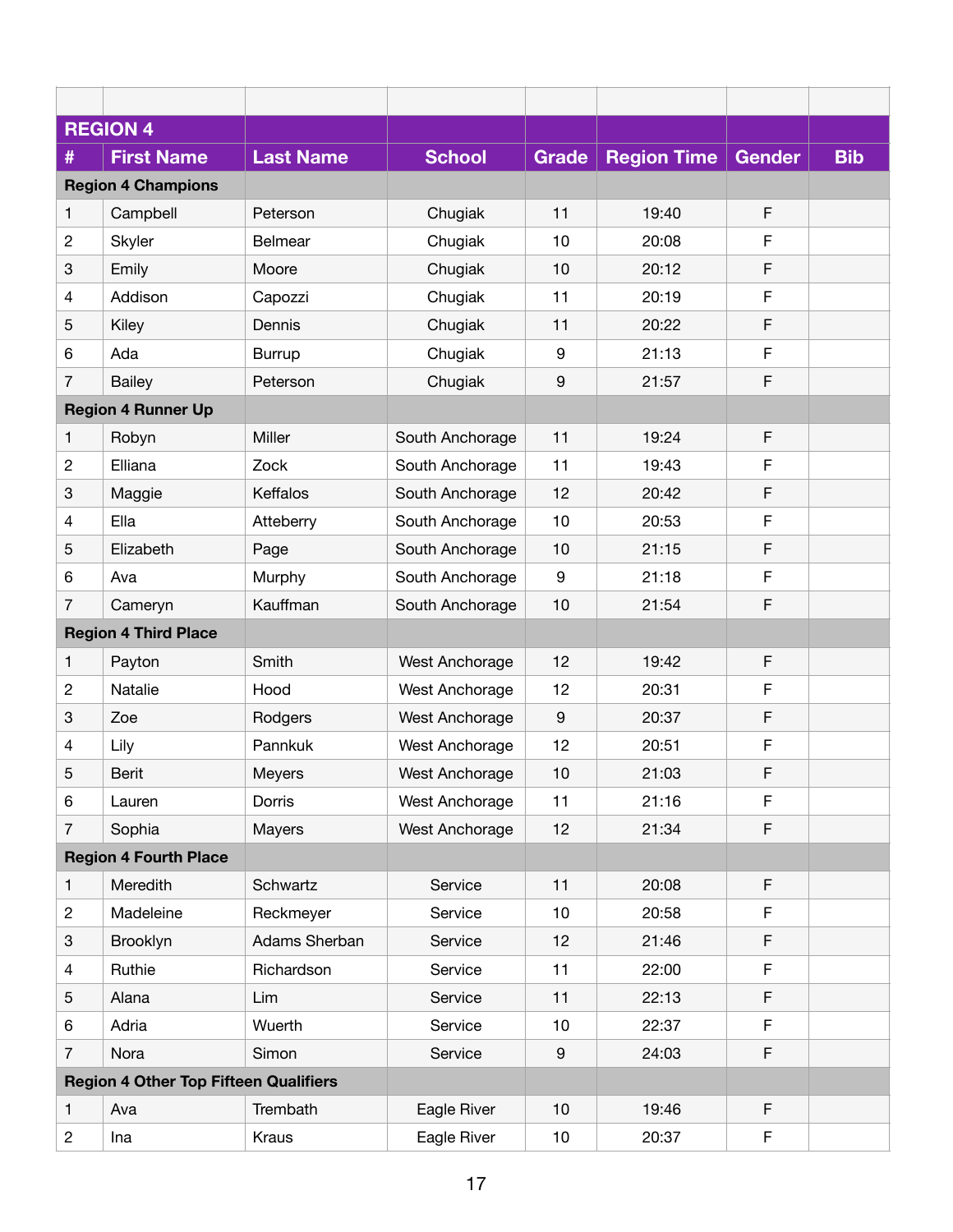| | | | | | | | |
|---|---|---|---|---|---|---|---|
| **REGION 4** | | | | | | | |
| **#** | **First Name** | **Last Name** | **School** | **Grade** | **Region Time** | **Gender** | **Bib** |
| **Region 4 Champions** | | | | | | | |
| 1 | Campbell | Peterson | Chugiak | 11 | 19:40 | F | |
| 2 | Skyler | Belmear | Chugiak | 10 | 20:08 | F | |
| 3 | Emily | Moore | Chugiak | 10 | 20:12 | F | |
| 4 | Addison | Capozzi | Chugiak | 11 | 20:19 | F | |
| 5 | Kiley | Dennis | Chugiak | 11 | 20:22 | F | |
| 6 | Ada | Burrup | Chugiak | 9 | 21:13 | F | |
| 7 | Bailey | Peterson | Chugiak | 9 | 21:57 | F | |
| **Region 4 Runner Up** | | | | | | | |
| 1 | Robyn | Miller | South Anchorage | 11 | 19:24 | F | |
| 2 | Elliana | Zock | South Anchorage | 11 | 19:43 | F | |
| 3 | Maggie | Keffalos | South Anchorage | 12 | 20:42 | F | |
| 4 | Ella | Atteberry | South Anchorage | 10 | 20:53 | F | |
| 5 | Elizabeth | Page | South Anchorage | 10 | 21:15 | F | |
| 6 | Ava | Murphy | South Anchorage | 9 | 21:18 | F | |
| 7 | Cameryn | Kauffman | South Anchorage | 10 | 21:54 | F | |
| **Region 4 Third Place** | | | | | | | |
| 1 | Payton | Smith | West Anchorage | 12 | 19:42 | F | |
| 2 | Natalie | Hood | West Anchorage | 12 | 20:31 | F | |
| 3 | Zoe | Rodgers | West Anchorage | 9 | 20:37 | F | |
| 4 | Lily | Pannkuk | West Anchorage | 12 | 20:51 | F | |
| 5 | Berit | Meyers | West Anchorage | 10 | 21:03 | F | |
| 6 | Lauren | Dorris | West Anchorage | 11 | 21:16 | F | |
| 7 | Sophia | Mayers | West Anchorage | 12 | 21:34 | F | |
| **Region 4 Fourth Place** | | | | | | | |
| 1 | Meredith | Schwartz | Service | 11 | 20:08 | F | |
| 2 | Madeleine | Reckmeyer | Service | 10 | 20:58 | F | |
| 3 | Brooklyn | Adams Sherban | Service | 12 | 21:46 | F | |
| 4 | Ruthie | Richardson | Service | 11 | 22:00 | F | |
| 5 | Alana | Lim | Service | 11 | 22:13 | F | |
| 6 | Adria | Wuerth | Service | 10 | 22:37 | F | |
| 7 | Nora | Simon | Service | 9 | 24:03 | F | |
| **Region 4 Other Top Fifteen Qualifiers** | | | | | | | |
| 1 | Ava | Trembath | Eagle River | 10 | 19:46 | F | |
| 2 | Ina | Kraus | Eagle River | 10 | 20:37 | F | |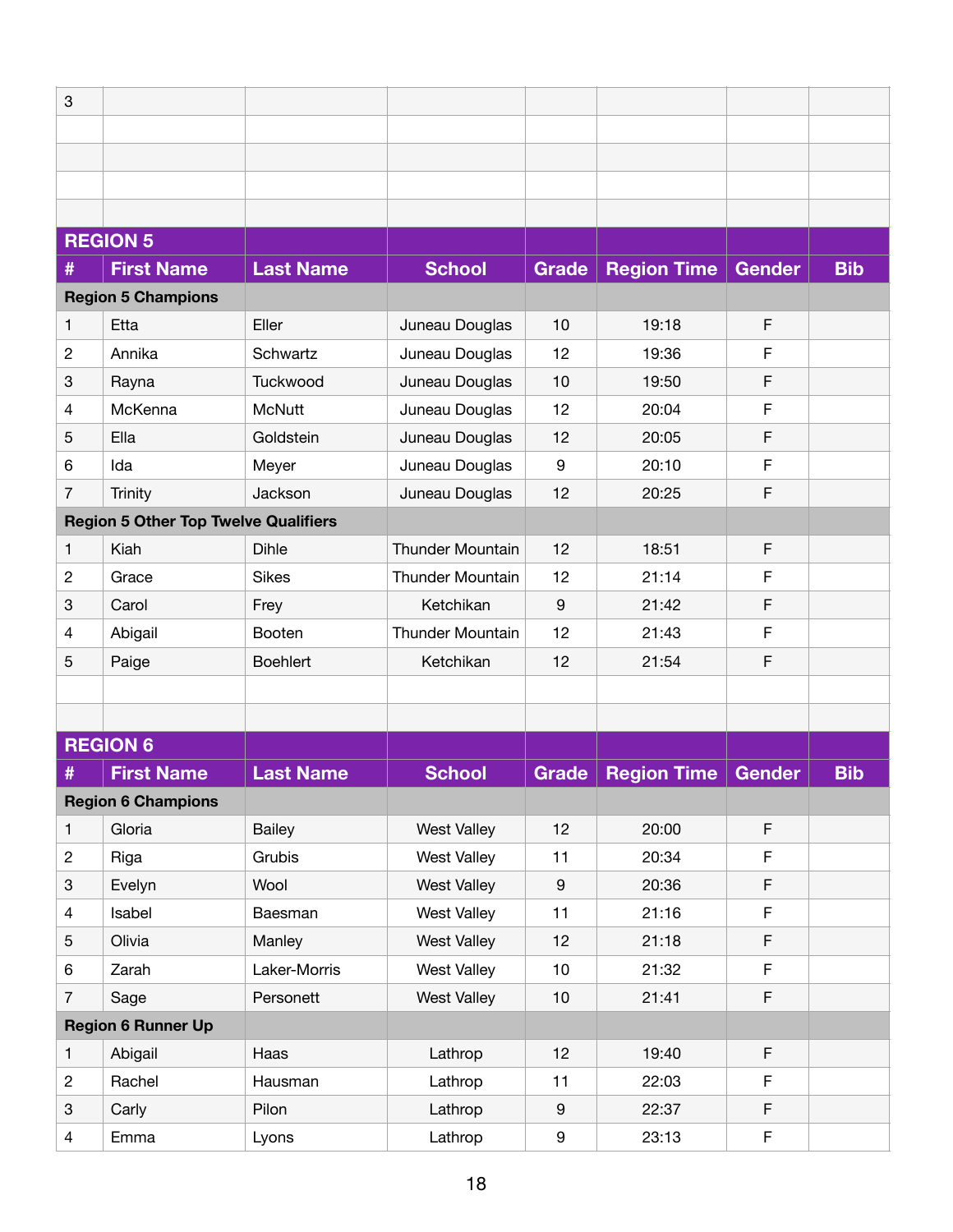| 3 | | | | | | | |
|---|---|---|---|---|---|---|---|
| | | | | | | | |
| | | | | | | | |
| | | | | | | | |
| | | | | | | | |

## REGION 5

| # | First Name | Last Name | School | Grade | Region Time | Gender | Bib |
|---|---|---|---|---|---|---|---|
| **Region 5 Champions** | | | | | | | |
| 1 | Etta | Eller | Juneau Douglas | 10 | 19:18 | F | |
| 2 | Annika | Schwartz | Juneau Douglas | 12 | 19:36 | F | |
| 3 | Rayna | Tuckwood | Juneau Douglas | 10 | 19:50 | F | |
| 4 | McKenna | McNutt | Juneau Douglas | 12 | 20:04 | F | |
| 5 | Ella | Goldstein | Juneau Douglas | 12 | 20:05 | F | |
| 6 | Ida | Meyer | Juneau Douglas | 9 | 20:10 | F | |
| 7 | Trinity | Jackson | Juneau Douglas | 12 | 20:25 | F | |
| **Region 5 Other Top Twelve Qualifiers** | | | | | | | |
| 1 | Kiah | Dihle | Thunder Mountain | 12 | 18:51 | F | |
| 2 | Grace | Sikes | Thunder Mountain | 12 | 21:14 | F | |
| 3 | Carol | Frey | Ketchikan | 9 | 21:42 | F | |
| 4 | Abigail | Booten | Thunder Mountain | 12 | 21:43 | F | |
| 5 | Paige | Boehlert | Ketchikan | 12 | 21:54 | F | |

## REGION 6

| # | First Name | Last Name | School | Grade | Region Time | Gender | Bib |
|---|---|---|---|---|---|---|---|
| **Region 6 Champions** | | | | | | | |
| 1 | Gloria | Bailey | West Valley | 12 | 20:00 | F | |
| 2 | Riga | Grubis | West Valley | 11 | 20:34 | F | |
| 3 | Evelyn | Wool | West Valley | 9 | 20:36 | F | |
| 4 | Isabel | Baesman | West Valley | 11 | 21:16 | F | |
| 5 | Olivia | Manley | West Valley | 12 | 21:18 | F | |
| 6 | Zarah | Laker-Morris | West Valley | 10 | 21:32 | F | |
| 7 | Sage | Personett | West Valley | 10 | 21:41 | F | |
| **Region 6 Runner Up** | | | | | | | |
| 1 | Abigail | Haas | Lathrop | 12 | 19:40 | F | |
| 2 | Rachel | Hausman | Lathrop | 11 | 22:03 | F | |
| 3 | Carly | Pilon | Lathrop | 9 | 22:37 | F | |
| 4 | Emma | Lyons | Lathrop | 9 | 23:13 | F | |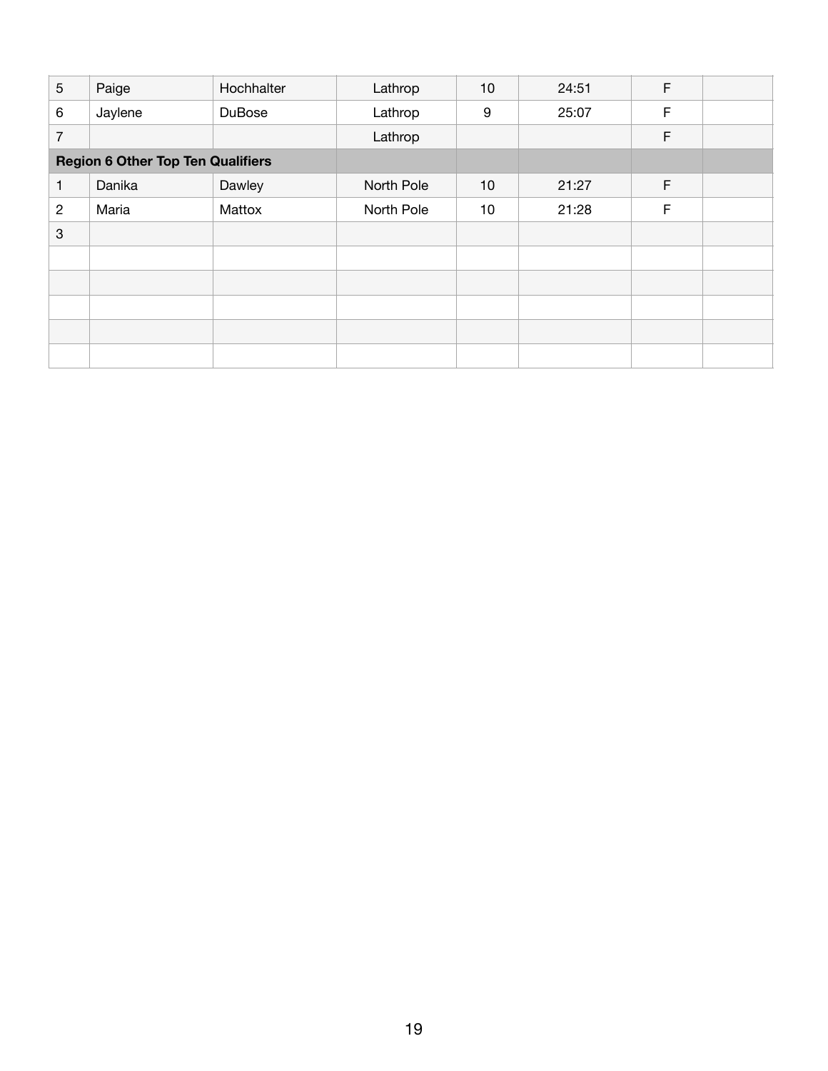| | | | | | | | |
|---|---|---|---|---|---|---|---|
| 5 | Paige | Hochhalter | Lathrop | 10 | 24:51 | F | |
| 6 | Jaylene | DuBose | Lathrop | 9 | 25:07 | F | |
| 7 | | | Lathrop | | | F | |
| **Region 6 Other Top Ten Qualifiers** | | | | | | | |
| 1 | Danika | Dawley | North Pole | 10 | 21:27 | F | |
| 2 | Maria | Mattox | North Pole | 10 | 21:28 | F | |
| 3 | | | | | | | |
| | | | | | | | |
| | | | | | | | |
| | | | | | | | |
| | | | | | | | |
| | | | | | | | |